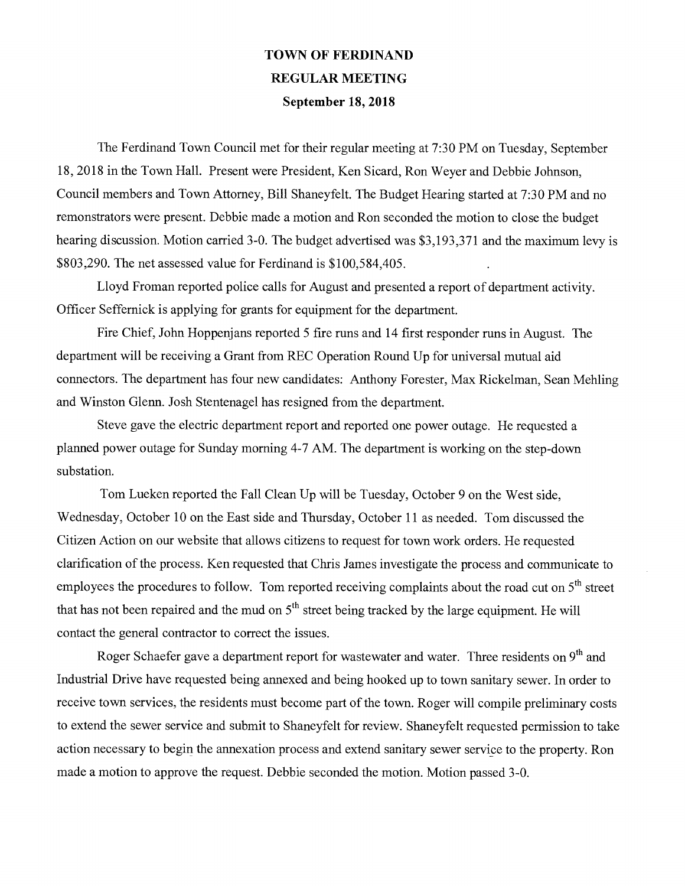# TOWN OF FERDINAND
## REGULAR MEETING
### September 18, 2018

The Ferdinand Town Council met for their regular meeting at 7:30 PM on Tuesday, September 18, 2018 in the Town Hall. Present were President, Ken Sicard, Ron Weyer and Debbie Johnson, Council members and Town Attorney, Bill Shaneyfelt. The Budget Hearing started at 7:30 PM and no remonstrators were present. Debbie made a motion and Ron seconded the motion to close the budget hearing discussion. Motion carried 3-0. The budget advertised was $3,193,371 and the maximum levy is $803,290. The net assessed value for Ferdinand is $100,584,405.

Lloyd Froman reported police calls for August and presented a report of department activity. Officer Seffernick is applying for grants for equipment for the department.

Fire Chief, John Hoppenjans reported 5 fire runs and 14 first responder runs in August. The department will be receiving a Grant from REC Operation Round Up for universal mutual aid connectors. The department has four new candidates: Anthony Forester, Max Rickelman, Sean Mehling and Winston Glenn. Josh Stentenagel has resigned from the department.

Steve gave the electric department report and reported one power outage. He requested a planned power outage for Sunday morning 4-7 AM. The department is working on the step-down substation.

Tom Lueken reported the Fall Clean Up will be Tuesday, October 9 on the West side, Wednesday, October 10 on the East side and Thursday, October 11 as needed. Tom discussed the Citizen Action on our website that allows citizens to request for town work orders. He requested clarification of the process. Ken requested that Chris James investigate the process and communicate to employees the procedures to follow. Tom reported receiving complaints about the road cut on 5th street that has not been repaired and the mud on 5th street being tracked by the large equipment. He will contact the general contractor to correct the issues.

Roger Schaefer gave a department report for wastewater and water. Three residents on 9th and Industrial Drive have requested being annexed and being hooked up to town sanitary sewer. In order to receive town services, the residents must become part of the town. Roger will compile preliminary costs to extend the sewer service and submit to Shaneyfelt for review. Shaneyfelt requested permission to take action necessary to begin the annexation process and extend sanitary sewer service to the property. Ron made a motion to approve the request. Debbie seconded the motion. Motion passed 3-0.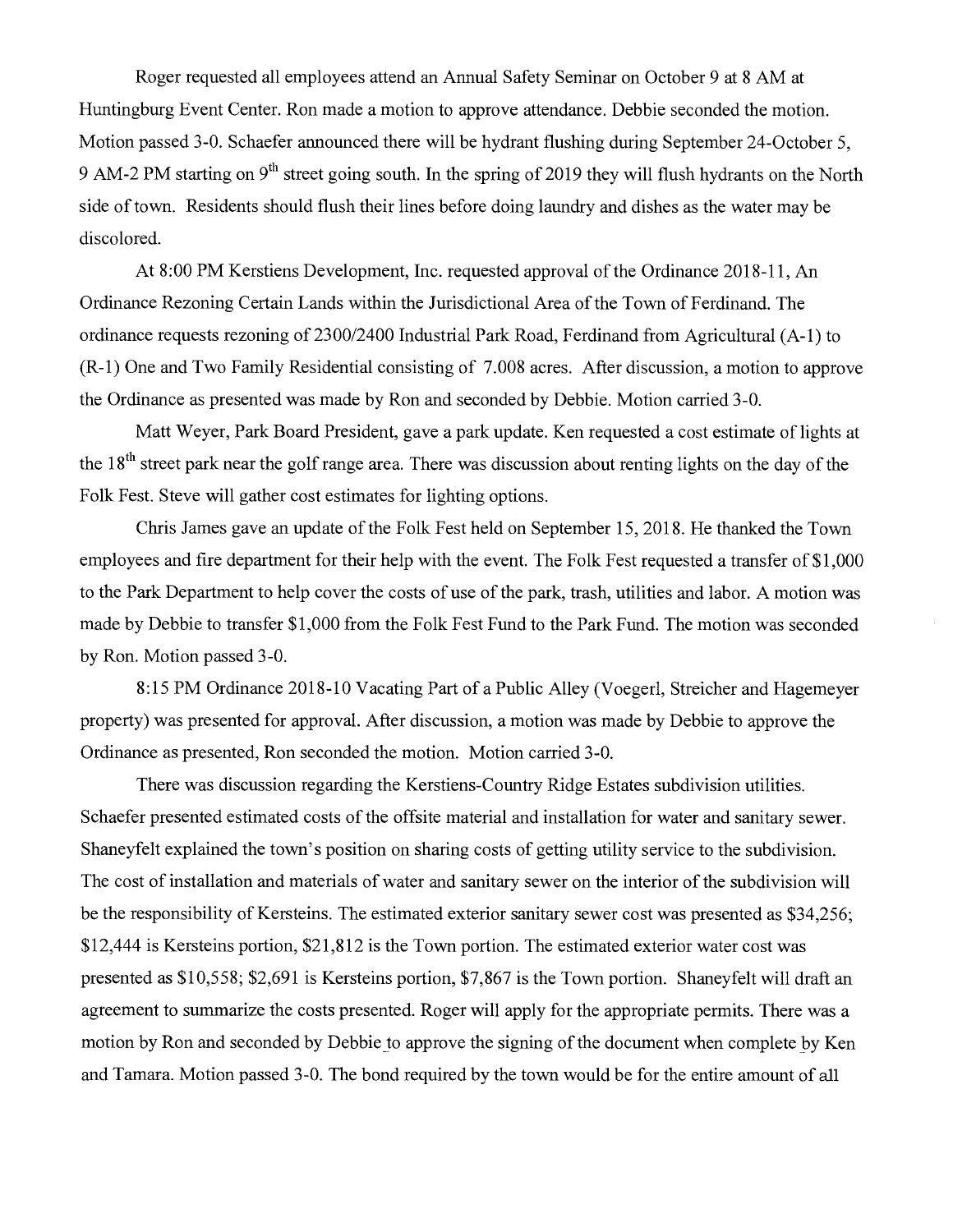Roger requested all employees attend an Annual Safety Seminar on October 9 at 8 AM at Huntingburg Event Center. Ron made a motion to approve attendance. Debbie seconded the motion. Motion passed 3-0. Schaefer announced there will be hydrant flushing during September 24-October 5, 9 AM-2 PM starting on 9th street going south. In the spring of 2019 they will flush hydrants on the North side of town. Residents should flush their lines before doing laundry and dishes as the water may be discolored.

At 8:00 PM Kerstiens Development, Inc. requested approval of the Ordinance 2018-11, An Ordinance Rezoning Certain Lands within the Jurisdictional Area of the Town of Ferdinand. The ordinance requests rezoning of 2300/2400 Industrial Park Road, Ferdinand from Agricultural (A-1) to (R-1) One and Two Family Residential consisting of 7.008 acres. After discussion, a motion to approve the Ordinance as presented was made by Ron and seconded by Debbie. Motion carried 3-0.

Matt Weyer, Park Board President, gave a park update. Ken requested a cost estimate of lights at the 18th street park near the golf range area. There was discussion about renting lights on the day of the Folk Fest. Steve will gather cost estimates for lighting options.

Chris James gave an update of the Folk Fest held on September 15, 2018. He thanked the Town employees and fire department for their help with the event. The Folk Fest requested a transfer of $1,000 to the Park Department to help cover the costs of use of the park, trash, utilities and labor. A motion was made by Debbie to transfer $1,000 from the Folk Fest Fund to the Park Fund. The motion was seconded by Ron. Motion passed 3-0.

8:15 PM Ordinance 2018-10 Vacating Part of a Public Alley (Voegerl, Streicher and Hagemeyer property) was presented for approval. After discussion, a motion was made by Debbie to approve the Ordinance as presented, Ron seconded the motion. Motion carried 3-0.

There was discussion regarding the Kerstiens-Country Ridge Estates subdivision utilities. Schaefer presented estimated costs of the offsite material and installation for water and sanitary sewer. Shaneyfelt explained the town's position on sharing costs of getting utility service to the subdivision. The cost of installation and materials of water and sanitary sewer on the interior of the subdivision will be the responsibility of Kersteins. The estimated exterior sanitary sewer cost was presented as $34,256; $12,444 is Kersteins portion, $21,812 is the Town portion. The estimated exterior water cost was presented as $10,558; $2,691 is Kersteins portion, $7,867 is the Town portion. Shaneyfelt will draft an agreement to summarize the costs presented. Roger will apply for the appropriate permits. There was a motion by Ron and seconded by Debbie to approve the signing of the document when complete by Ken and Tamara. Motion passed 3-0. The bond required by the town would be for the entire amount of all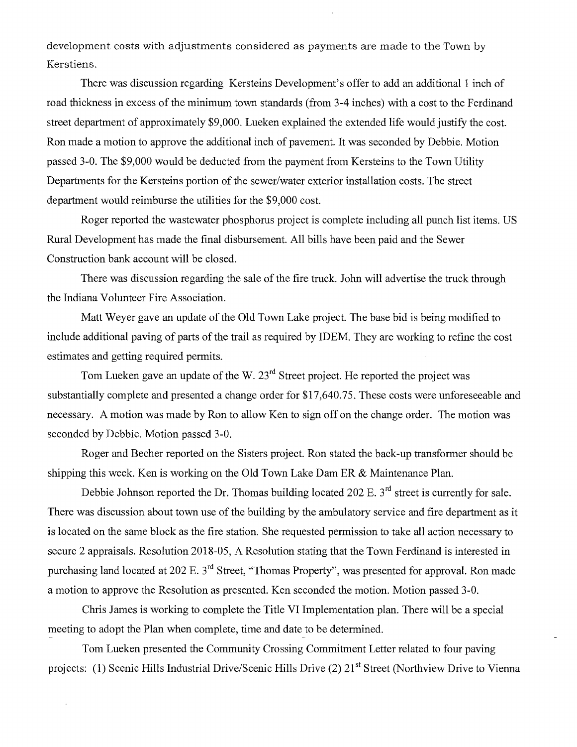development costs with adjustments considered as payments are made to the Town by Kerstiens.

There was discussion regarding Kersteins Development's offer to add an additional 1 inch of road thickness in excess of the minimum town standards (from 3-4 inches) with a cost to the Ferdinand street department of approximately $9,000. Lueken explained the extended life would justify the cost. Ron made a motion to approve the additional inch of pavement. It was seconded by Debbie. Motion passed 3-0. The $9,000 would be deducted from the payment from Kersteins to the Town Utility Departments for the Kersteins portion of the sewer/water exterior installation costs. The street department would reimburse the utilities for the $9,000 cost.

Roger reported the wastewater phosphorus project is complete including all punch list items. US Rural Development has made the final disbursement. All bills have been paid and the Sewer Construction bank account will be closed.

There was discussion regarding the sale of the fire truck. John will advertise the truck through the Indiana Volunteer Fire Association.

Matt Weyer gave an update of the Old Town Lake project. The base bid is being modified to include additional paving of parts of the trail as required by IDEM. They are working to refine the cost estimates and getting required permits.

Tom Lueken gave an update of the W. 23rd Street project. He reported the project was substantially complete and presented a change order for $17,640.75. These costs were unforeseeable and necessary. A motion was made by Ron to allow Ken to sign off on the change order. The motion was seconded by Debbie. Motion passed 3-0.

Roger and Becher reported on the Sisters project. Ron stated the back-up transformer should be shipping this week. Ken is working on the Old Town Lake Dam ER & Maintenance Plan.

Debbie Johnson reported the Dr. Thomas building located 202 E. 3rd street is currently for sale. There was discussion about town use of the building by the ambulatory service and fire department as it is located on the same block as the fire station. She requested permission to take all action necessary to secure 2 appraisals. Resolution 2018-05, A Resolution stating that the Town Ferdinand is interested in purchasing land located at 202 E. 3rd Street, "Thomas Property", was presented for approval. Ron made a motion to approve the Resolution as presented. Ken seconded the motion. Motion passed 3-0.

Chris James is working to complete the Title VI Implementation plan. There will be a special meeting to adopt the Plan when complete, time and date to be determined.

Tom Lueken presented the Community Crossing Commitment Letter related to four paving projects: (1) Scenic Hills Industrial Drive/Scenic Hills Drive (2) 21st Street (Northview Drive to Vienna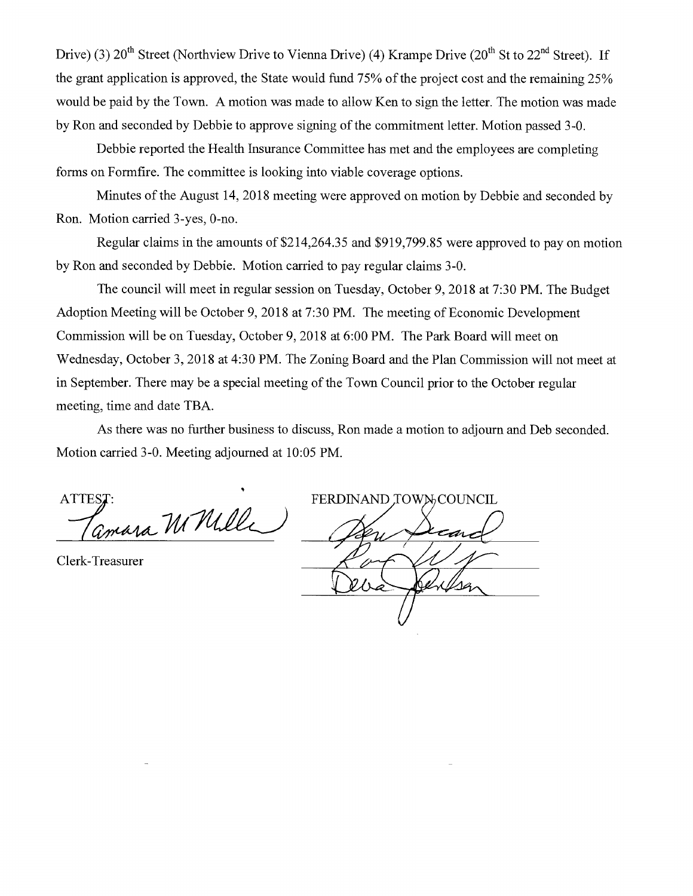Drive) (3) 20th Street (Northview Drive to Vienna Drive) (4) Krampe Drive (20th St to 22nd Street). If the grant application is approved, the State would fund 75% of the project cost and the remaining 25% would be paid by the Town. A motion was made to allow Ken to sign the letter. The motion was made by Ron and seconded by Debbie to approve signing of the commitment letter. Motion passed 3-0.

Debbie reported the Health Insurance Committee has met and the employees are completing forms on Formfire. The committee is looking into viable coverage options.

Minutes of the August 14, 2018 meeting were approved on motion by Debbie and seconded by Ron. Motion carried 3-yes, 0-no.

Regular claims in the amounts of $214,264.35 and $919,799.85 were approved to pay on motion by Ron and seconded by Debbie. Motion carried to pay regular claims 3-0.

The council will meet in regular session on Tuesday, October 9, 2018 at 7:30 PM. The Budget Adoption Meeting will be October 9, 2018 at 7:30 PM. The meeting of Economic Development Commission will be on Tuesday, October 9, 2018 at 6:00 PM. The Park Board will meet on Wednesday, October 3, 2018 at 4:30 PM. The Zoning Board and the Plan Commission will not meet at in September. There may be a special meeting of the Town Council prior to the October regular meeting, time and date TBA.

As there was no further business to discuss, Ron made a motion to adjourn and Deb seconded. Motion carried 3-0. Meeting adjourned at 10:05 PM.

ATTEST:

Tamara M Miller

Clerk-Treasurer

FERDINAND TOWN COUNCIL

Ken Sicard

Ron W

Deba Jenson